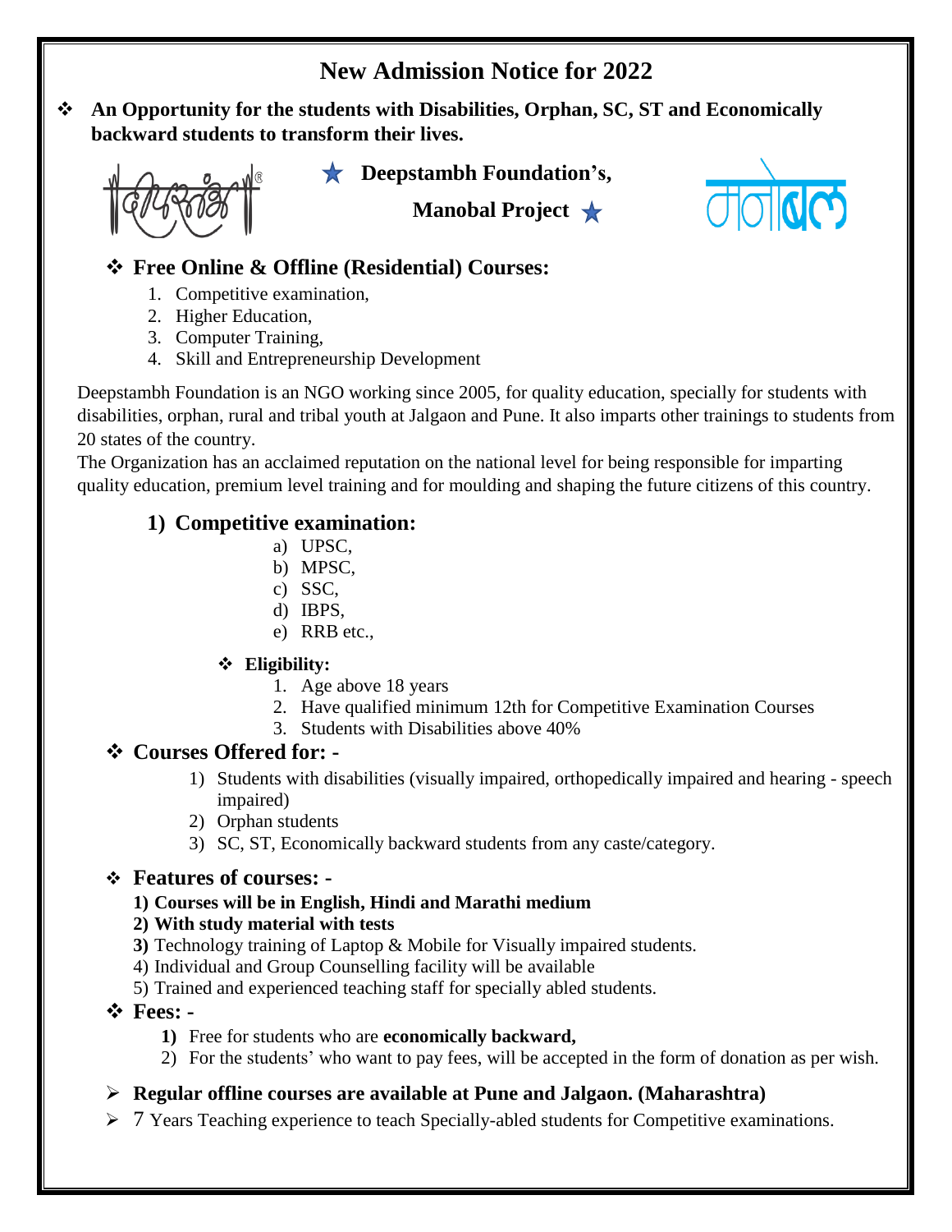# New Admission Notice for 2022

- **An Opportunity for the students with Disabilities, Orphan, SC, ST and Economically backward students to transform their lives.**

**Deepstambh Foundation's,**

**Manobal Project**

## Free Online & Offline (Residential) Courses:

1. Competitive examination,
2. Higher Education,
3. Computer Training,
4. Skill and Entrepreneurship Development

Deepstambh Foundation is an NGO working since 2005, for quality education, specially for students with disabilities, orphan, rural and tribal youth at Jalgaon and Pune. It also imparts other trainings to students from 20 states of the country.

The Organization has an acclaimed reputation on the national level for being responsible for imparting quality education, premium level training and for moulding and shaping the future citizens of this country.

### 1) Competitive examination:

a) UPSC,
b) MPSC,
c) SSC,
d) IBPS,
e) RRB etc.,

- **Eligibility:**
  1. Age above 18 years
  2. Have qualified minimum 12th for Competitive Examination Courses
  3. Students with Disabilities above 40%

## Courses Offered for: -

1) Students with disabilities (visually impaired, orthopedically impaired and hearing - speech impaired)
2) Orphan students
3) SC, ST, Economically backward students from any caste/category.

## Features of courses: -

**1) Courses will be in English, Hindi and Marathi medium**
**2) With study material with tests**
**3)** Technology training of Laptop & Mobile for Visually impaired students.
4) Individual and Group Counselling facility will be available
5) Trained and experienced teaching staff for specially abled students.

## Fees: -

**1)** Free for students who are **economically backward,**
2) For the students' who want to pay fees, will be accepted in the form of donation as per wish.

- **Regular offline courses are available at Pune and Jalgaon. (Maharashtra)**
- 7 Years Teaching experience to teach Specially-abled students for Competitive examinations.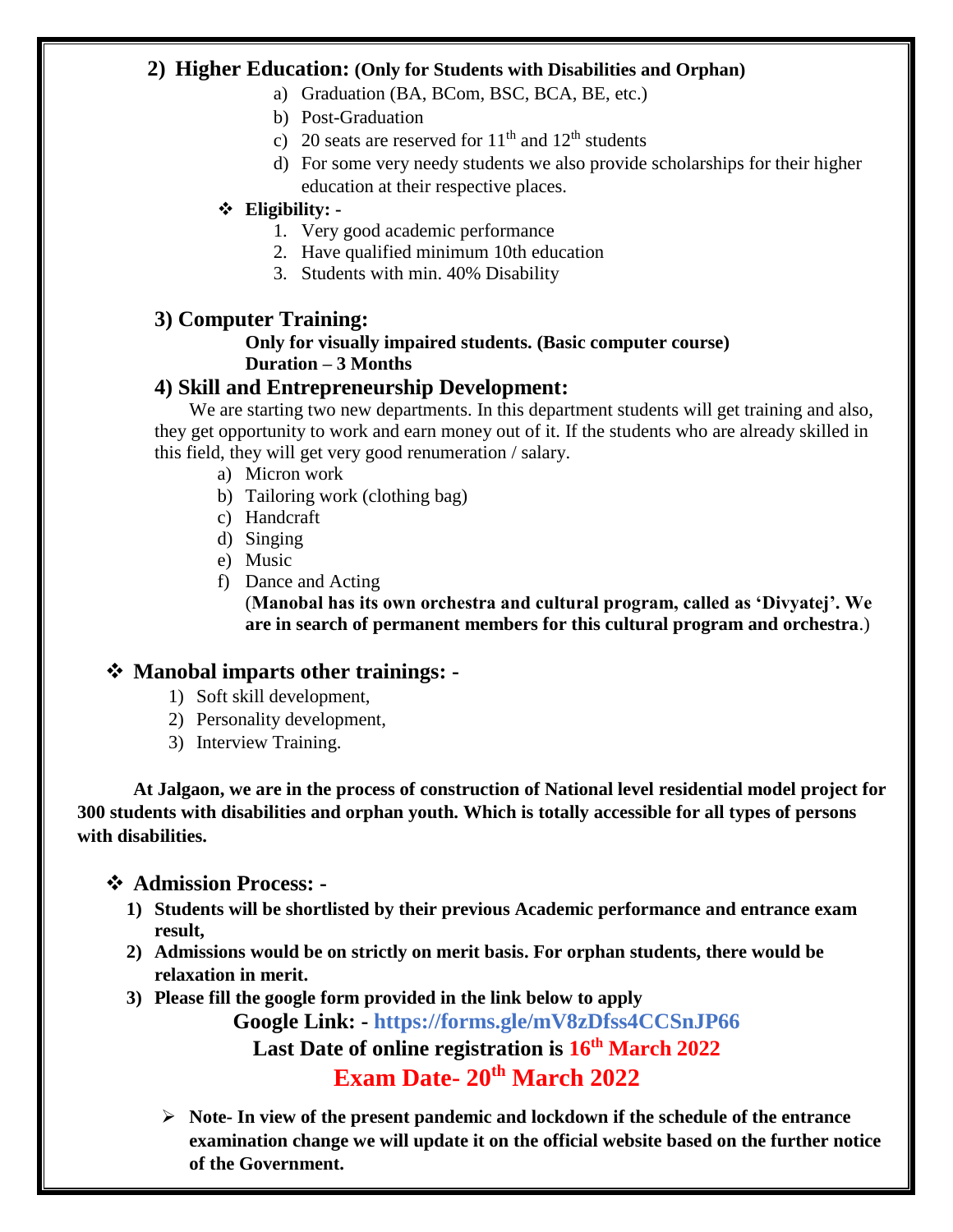## 2) Higher Education: (Only for Students with Disabilities and Orphan)

a) Graduation (BA, BCom, BSC, BCA, BE, etc.)
b) Post-Graduation
c) 20 seats are reserved for 11th and 12th students
d) For some very needy students we also provide scholarships for their higher education at their respective places.

- **Eligibility: -**
  1. Very good academic performance
  2. Have qualified minimum 10th education
  3. Students with min. 40% Disability

## 3) Computer Training:

**Only for visually impaired students. (Basic computer course)**
**Duration – 3 Months**

## 4) Skill and Entrepreneurship Development:

We are starting two new departments. In this department students will get training and also, they get opportunity to work and earn money out of it. If the students who are already skilled in this field, they will get very good renumeration / salary.

a) Micron work
b) Tailoring work (clothing bag)
c) Handcraft
d) Singing
e) Music
f) Dance and Acting
(**Manobal has its own orchestra and cultural program, called as 'Divyatej'. We are in search of permanent members for this cultural program and orchestra**.)

## Manobal imparts other trainings: -

1) Soft skill development,
2) Personality development,
3) Interview Training.

**At Jalgaon, we are in the process of construction of National level residential model project for 300 students with disabilities and orphan youth. Which is totally accessible for all types of persons with disabilities.**

## Admission Process: -

1) **Students will be shortlisted by their previous Academic performance and entrance exam result,**
2) **Admissions would be on strictly on merit basis. For orphan students, there would be relaxation in merit.**
3) **Please fill the google form provided in the link below to apply**

**Google Link: - https://forms.gle/mV8zDfss4CCSnJP66**

**Last Date of online registration is 16th March 2022**

**Exam Date- 20th March 2022**

- **Note- In view of the present pandemic and lockdown if the schedule of the entrance examination change we will update it on the official website based on the further notice of the Government.**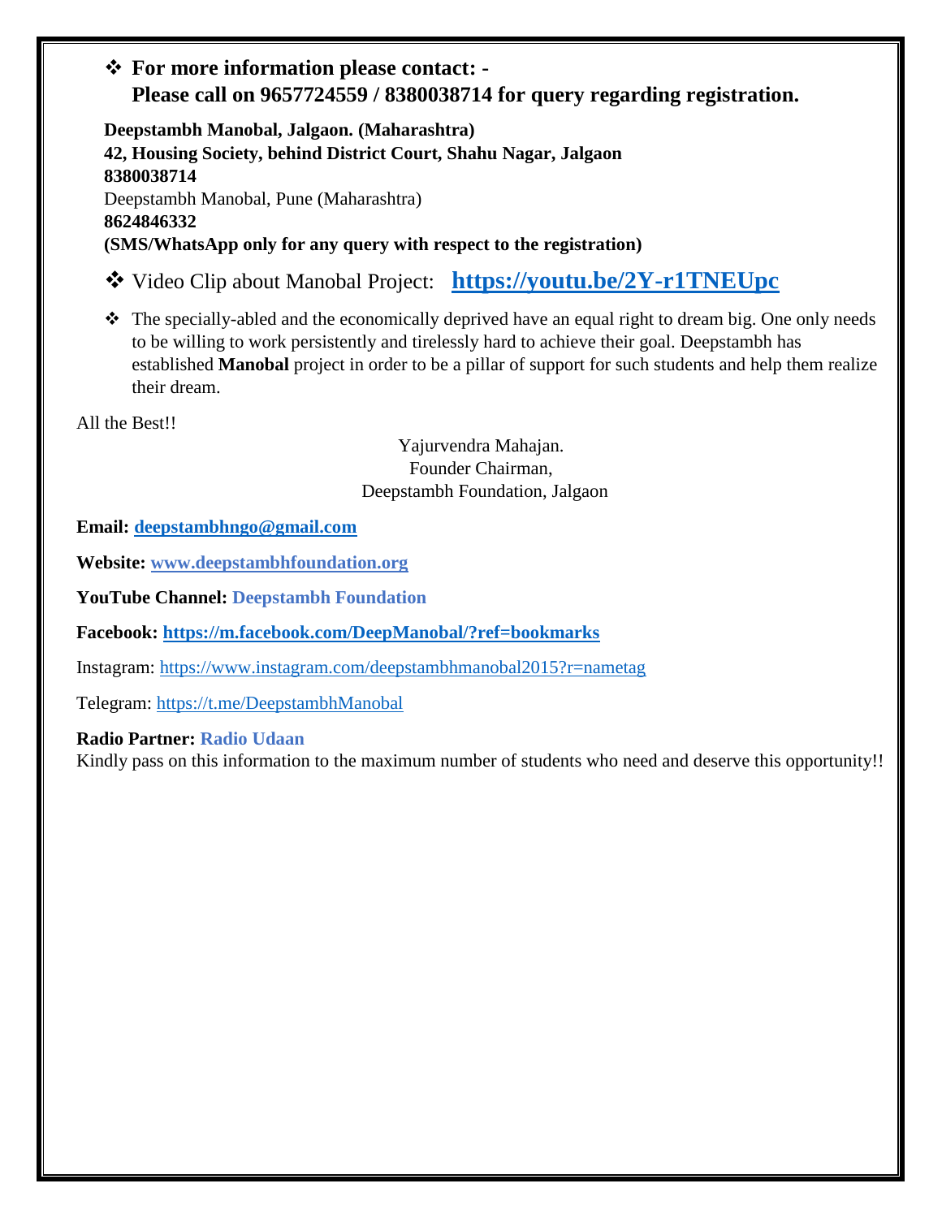- **For more information please contact: -**
  **Please call on 9657724559 / 8380038714 for query regarding registration.**

**Deepstambh Manobal, Jalgaon. (Maharashtra)**
**42, Housing Society, behind District Court, Shahu Nagar, Jalgaon**
**8380038714**
Deepstambh Manobal, Pune (Maharashtra)
**8624846332**
**(SMS/WhatsApp only for any query with respect to the registration)**

- Video Clip about Manobal Project: **https://youtu.be/2Y-r1TNEUpc**

- The specially-abled and the economically deprived have an equal right to dream big. One only needs to be willing to work persistently and tirelessly hard to achieve their goal. Deepstambh has established **Manobal** project in order to be a pillar of support for such students and help them realize their dream.

All the Best!!

Yajurvendra Mahajan.
Founder Chairman,
Deepstambh Foundation, Jalgaon

**Email: deepstambhngo@gmail.com**

**Website: www.deepstambhfoundation.org**

**YouTube Channel: Deepstambh Foundation**

**Facebook: https://m.facebook.com/DeepManobal/?ref=bookmarks**

Instagram: https://www.instagram.com/deepstambhmanobal2015?r=nametag

Telegram: https://t.me/DeepstambhManobal

**Radio Partner: Radio Udaan**
Kindly pass on this information to the maximum number of students who need and deserve this opportunity!!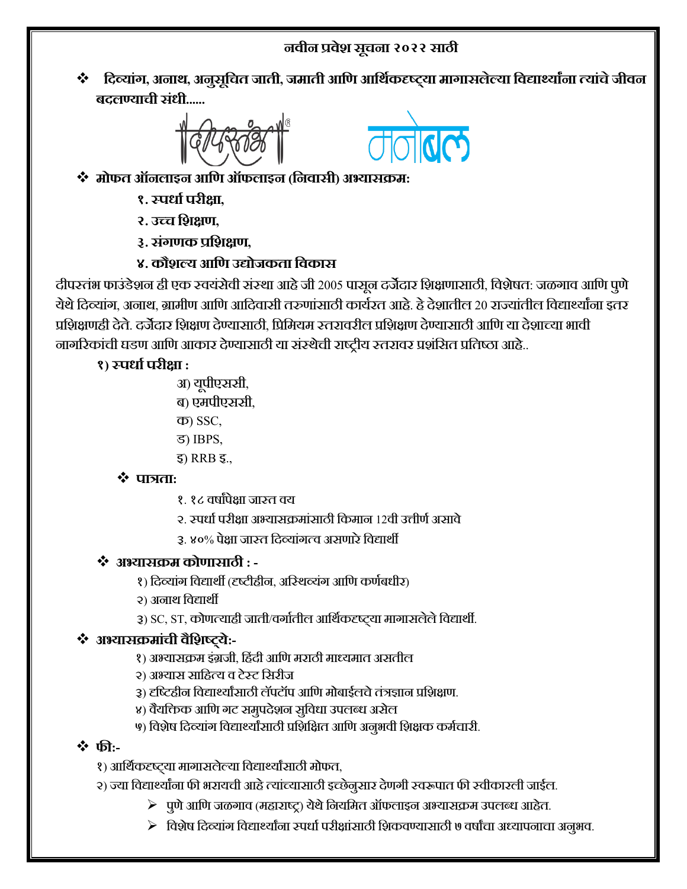## नवीन प्रवेश सूचना २०२२ साठी

❖ **दिव्यांग, अनाथ, अनुसूचित जाती, जमाती आणि आर्थिकदृष्ट्या मागासलेल्या विद्यार्थ्यांना त्यांचे जीवन बदलण्याची संधी......**

❖ **मोफत ऑनलाइन आणि ऑफलाइन (निवासी) अभ्यासक्रम:**

**१. स्पर्धा परीक्षा,**

**२. उच्च शिक्षण,**

**३. संगणक प्रशिक्षण,**

**४. कौशल्य आणि उद्योजकता विकास**

दीपस्तंभ फाउंडेशन ही एक स्वयंसेवी संस्था आहे जी 2005 पासून दर्जेदार शिक्षणासाठी, विशेषत: जळगाव आणि पुणे येथे दिव्यांग, अनाथ, ग्रामीण आणि आदिवासी तरुणांसाठी कार्यरत आहे. हे देशातील 20 राज्यांतील विद्यार्थ्यांना इतर प्रशिक्षणही देते. दर्जेदार शिक्षण देण्यासाठी, प्रिमियम स्तरावरील प्रशिक्षण देण्यासाठी आणि या देशाच्या भावी नागरिकांची घडण आणि आकार देण्यासाठी या संस्थेची राष्ट्रीय स्तरावर प्रशंसित प्रतिष्ठा आहे..

**१) स्पर्धा परीक्षा :**

अ) यूपीएससी,

ब) एमपीएससी,

क) SSC,

ड) IBPS,

इ) RRB इ.,

❖ **पात्रता:**

१. १८ वर्षांपेक्षा जास्त वय

२. स्पर्धा परीक्षा अभ्यासक्रमांसाठी किमान 12वी उत्तीर्ण असावे

३. ४०% पेक्षा जास्त दिव्यांगत्व असणारे विद्यार्थी

❖ **अभ्यासक्रम कोणासाठी : -**

१) दिव्यांग विद्यार्थी (दृष्टीहीन, अस्थिव्यंग आणि कर्णबधीर)

२) अनाथ विद्यार्थी

३) SC, ST, कोणत्याही जाती/वर्गातील आर्थिकदृष्ट्या मागासलेले विद्यार्थी.

❖ **अभ्यासक्रमांची वैशिष्ट्ये:-**

१) अभ्यासक्रम इंग्रजी, हिंदी आणि मराठी माध्यमात असतील

२) अभ्यास साहित्य व टेस्ट सिरीज

३) दृष्टिहीन विद्यार्थ्यांसाठी लॅपटॉप आणि मोबाईलचे तंत्रज्ञान प्रशिक्षण.

४) वैयक्तिक आणि गट समुपदेशन सुविधा उपलब्ध असेल

५) विशेष दिव्यांग विद्यार्थ्यांसाठी प्रशिक्षित आणि अनुभवी शिक्षक कर्मचारी.

❖ **फी:-**

१) आर्थिकदृष्ट्या मागासलेल्या विद्यार्थ्यांसाठी मोफत,

२) ज्या विद्यार्थ्यांना फी भरायची आहे त्यांच्यासाठी इच्छेनुसार देणगी स्वरूपात फी स्वीकारली जाईल.

➢ पुणे आणि जळगाव (महाराष्ट्र) येथे नियमित ऑफलाइन अभ्यासक्रम उपलब्ध आहेत.

➢ विशेष दिव्यांग विद्यार्थ्यांना स्पर्धा परीक्षांसाठी शिकवण्यासाठी ७ वर्षांचा अध्यापनाचा अनुभव.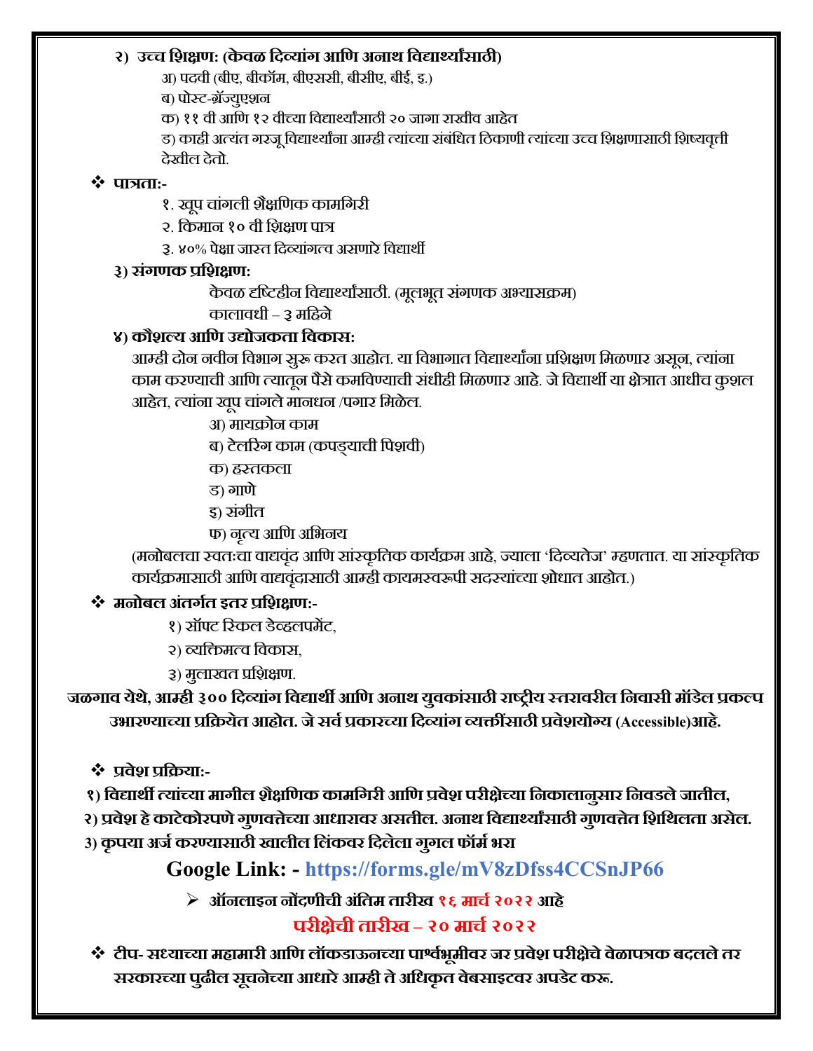**२) उच्च शिक्षण: (केवळ दिव्यांग आणि अनाथ विद्यार्थ्यांसाठी)**

अ) पदवी (बीए, बीकॉम, बीएससी, बीसीए, बीई, इ.)

ब) पोस्ट-ग्रॅज्युएशन

क) ११ वी आणि १२ वीच्या विद्यार्थ्यांसाठी २० जागा राखीव आहेत

ड) काही अत्यंत गरजू विद्यार्थ्यांना आम्ही त्यांच्या संबंधित ठिकाणी त्यांच्या उच्च शिक्षणासाठी शिष्यवृत्ती देखील देतो.

- **पात्रता:-**

१. खूप चांगली शैक्षणिक कामगिरी

२. किमान १० वी शिक्षण पात्र

३. ४०% पेक्षा जास्त दिव्यांगत्व असणारे विद्यार्थी

**३) संगणक प्रशिक्षण:**

केवळ दृष्टिहीन विद्यार्थ्यांसाठी. (मूलभूत संगणक अभ्यासक्रम)

कालावधी – ३ महिने

**४) कौशल्य आणि उद्योजकता विकास:**

आम्ही दोन नवीन विभाग सुरू करत आहोत. या विभागात विद्यार्थ्यांना प्रशिक्षण मिळणार असून, त्यांना काम करण्याची आणि त्यातून पैसे कमविण्याची संधीही मिळणार आहे. जे विद्यार्थी या क्षेत्रात आधीच कुशल आहेत, त्यांना खूप चांगले मानधन /पगार मिळेल.

अ) मायक्रोन काम

ब) टेलरिंग काम (कपड्याची पिशवी)

क) हस्तकला

ड) गाणे

इ) संगीत

फ) नृत्य आणि अभिनय

(मनोबलचा स्वत:चा वाद्यवृंद आणि सांस्कृतिक कार्यक्रम आहे, ज्याला 'दिव्यतेज' म्हणतात. या सांस्कृतिक कार्यक्रमासाठी आणि वाद्यवृंदासाठी आम्ही कायमस्वरूपी सदस्यांच्या शोधात आहोत.)

- **मनोबल अंतर्गत इतर प्रशिक्षण:-**

१) सॉफ्ट स्किल डेव्हलपमेंट,

२) व्यक्तिमत्व विकास,

३) मुलाखत प्रशिक्षण.

**जळगाव येथे, आम्ही ३०० दिव्यांग विद्यार्थी आणि अनाथ युवकांसाठी राष्ट्रीय स्तरावरील निवासी मॉडेल प्रकल्प उभारण्याच्या प्रक्रियेत आहोत. जे सर्व प्रकारच्या दिव्यांग व्यक्तींसाठी प्रवेशयोग्य (Accessible)आहे.**

- **प्रवेश प्रक्रिया:-**

**१) विद्यार्थी त्यांच्या मागील शैक्षणिक कामगिरी आणि प्रवेश परीक्षेच्या निकालानुसार निवडले जातील,**

**२) प्रवेश हे काटेकोरपणे गुणवत्तेच्या आधारावर असतील. अनाथ विद्यार्थ्यांसाठी गुणवत्तेत शिथिलता असेल.**

**3) कृपया अर्ज करण्यासाठी खालील लिंकवर दिलेला गुगल फॉर्म भरा**

**Google Link: - https://forms.gle/mV8zDfss4CCSnJP66**

- **ऑनलाइन नोंदणीची अंतिम तारीख १६ मार्च २०२२ आहे**

**परीक्षेची तारीख – २० मार्च २०२२**

- **टीप- सध्याच्या महामारी आणि लॉकडाऊनच्या पार्श्वभूमीवर जर प्रवेश परीक्षेचे वेळापत्रक बदलले तर सरकारच्या पुढील सूचनेच्या आधारे आम्ही ते अधिकृत वेबसाइटवर अपडेट करू.**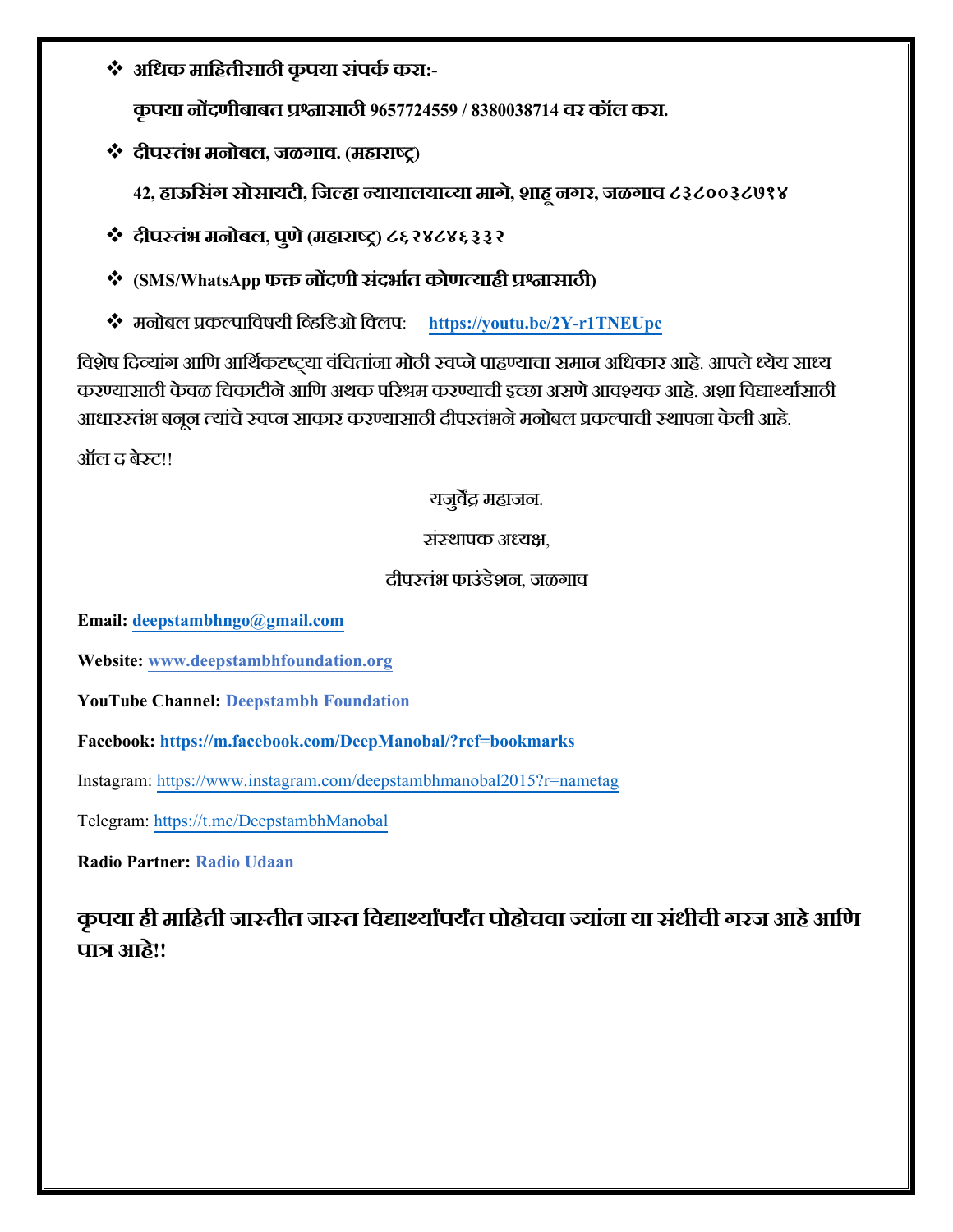- **अधिक माहितीसाठी कृपया संपर्क करा:-**

  **कृपया नोंदणीबाबत प्रश्नासाठी 9657724559 / 8380038714 वर कॉल करा.**

- **दीपस्तंभ मनोबल, जळगाव. (महाराष्ट्र)**

  **42, हाऊसिंग सोसायटी, जिल्हा न्यायालयाच्या मागे, शाहू नगर, जळगाव ८३८००३८७१४**

- **दीपस्तंभ मनोबल, पुणे (महाराष्ट्र) ८६२४८४६३३२**

- **(SMS/WhatsApp फक्त नोंदणी संदर्भात कोणत्याही प्रश्नासाठी)**

- मनोबल प्रकल्पाविषयी व्हिडिओ क्लिप: **https://youtu.be/2Y-r1TNEUpc**

विशेष दिव्यांग आणि आर्थिकदृष्ट्या वंचितांना मोठी स्वप्ने पाहण्याचा समान अधिकार आहे. आपले ध्येय साध्य करण्यासाठी केवळ चिकाटीने आणि अथक परिश्रम करण्याची इच्छा असणे आवश्यक आहे. अशा विद्यार्थ्यांसाठी आधारस्तंभ बनून त्यांचे स्वप्न साकार करण्यासाठी दीपस्तंभने मनोबल प्रकल्पाची स्थापना केली आहे.

ऑल द बेस्ट!!

यजुर्वेंद्र महाजन.

संस्थापक अध्यक्ष,

दीपस्तंभ फाउंडेशन, जळगाव

**Email: deepstambhngo@gmail.com**

**Website: www.deepstambhfoundation.org**

**YouTube Channel: Deepstambh Foundation**

**Facebook: https://m.facebook.com/DeepManobal/?ref=bookmarks**

Instagram: https://www.instagram.com/deepstambhmanobal2015?r=nametag

Telegram: https://t.me/DeepstambhManobal

**Radio Partner: Radio Udaan**

## कृपया ही माहिती जास्तीत जास्त विद्यार्थ्यांपर्यंत पोहोचवा ज्यांना या संधीची गरज आहे आणि पात्र आहे!!